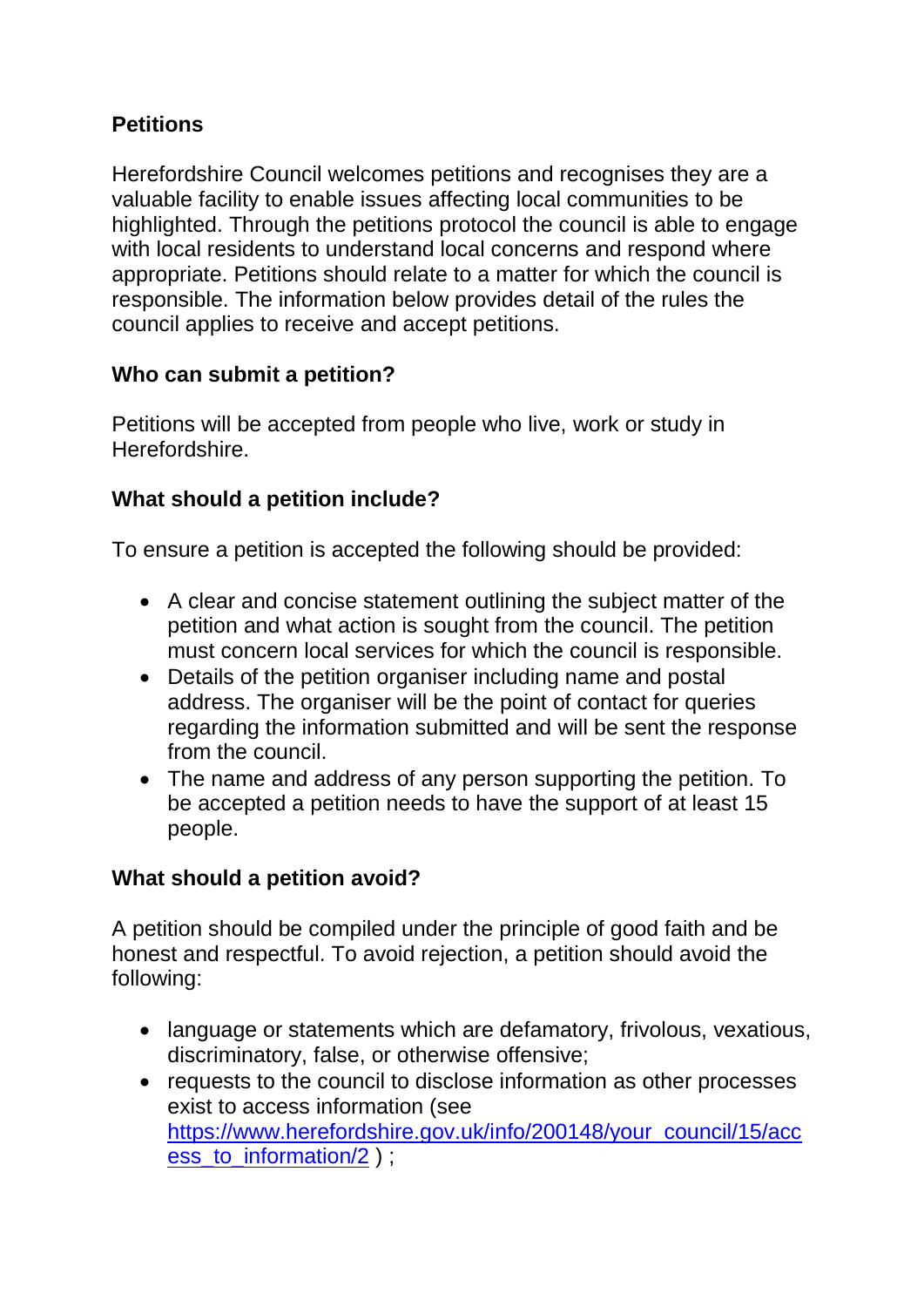## Petitions

Herefordshire Council welcomes petitions and recognises they are a valuable facility to enable issues affecting local communities to be highlighted. Through the petitions protocol the council is able to engage with local residents to understand local concerns and respond where appropriate. Petitions should relate to a matter for which the council is responsible. The information below provides detail of the rules the council applies to receive and accept petitions.

### Who can submit a petition?

Petitions will be accepted from people who live, work or study in Herefordshire.

### What should a petition include?

To ensure a petition is accepted the following should be provided:

- A clear and concise statement outlining the subject matter of the petition and what action is sought from the council. The petition must concern local services for which the council is responsible.
- Details of the petition organiser including name and postal address. The organiser will be the point of contact for queries regarding the information submitted and will be sent the response from the council.
- The name and address of any person supporting the petition. To be accepted a petition needs to have the support of at least 15 people.

### What should a petition avoid?

A petition should be compiled under the principle of good faith and be honest and respectful. To avoid rejection, a petition should avoid the following:

- language or statements which are defamatory, frivolous, vexatious, discriminatory, false, or otherwise offensive;
- requests to the council to disclose information as other processes exist to access information (see [https://www.herefordshire.gov.uk/info/200148/your_council/15/access_to_information/2](https://www.herefordshire.gov.uk/info/200148/your_council/15/access_to_information/2) ) ;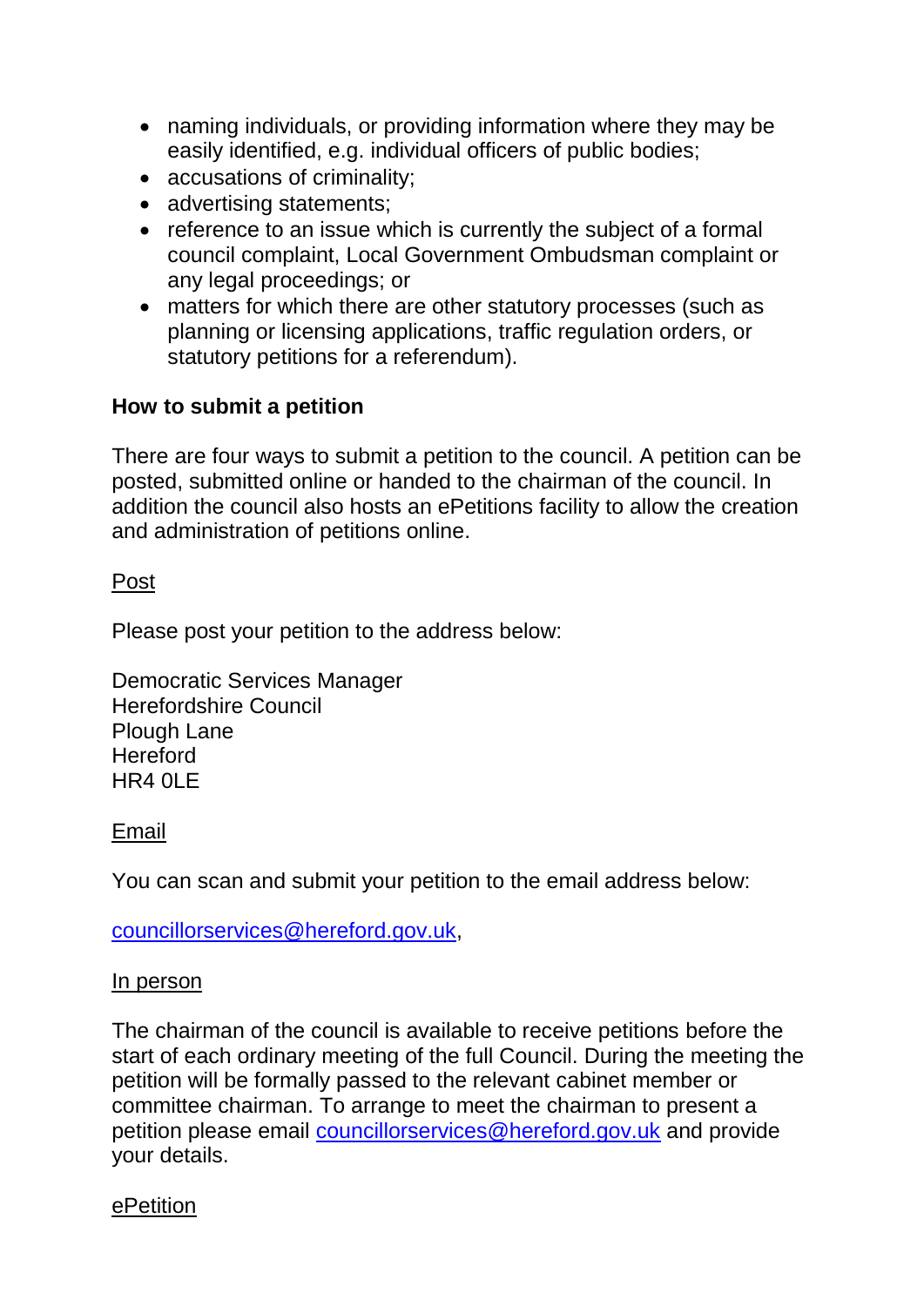- naming individuals, or providing information where they may be easily identified, e.g. individual officers of public bodies;
- accusations of criminality;
- advertising statements;
- reference to an issue which is currently the subject of a formal council complaint, Local Government Ombudsman complaint or any legal proceedings; or
- matters for which there are other statutory processes (such as planning or licensing applications, traffic regulation orders, or statutory petitions for a referendum).

**How to submit a petition**

There are four ways to submit a petition to the council. A petition can be posted, submitted online or handed to the chairman of the council. In addition the council also hosts an ePetitions facility to allow the creation and administration of petitions online.

<u>Post</u>

Please post your petition to the address below:

Democratic Services Manager
Herefordshire Council
Plough Lane
Hereford
HR4 0LE

<u>Email</u>

You can scan and submit your petition to the email address below:

councillorservices@hereford.gov.uk,

<u>In person</u>

The chairman of the council is available to receive petitions before the start of each ordinary meeting of the full Council. During the meeting the petition will be formally passed to the relevant cabinet member or committee chairman. To arrange to meet the chairman to present a petition please email councillorservices@hereford.gov.uk and provide your details.

<u>ePetition</u>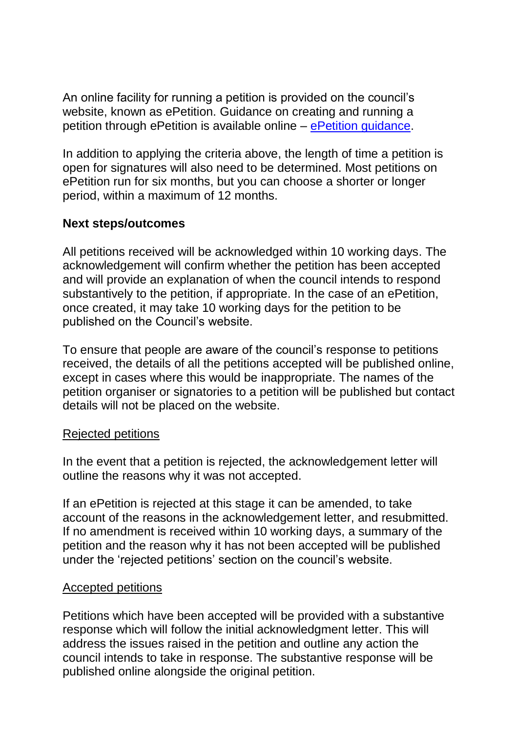An online facility for running a petition is provided on the council's website, known as ePetition. Guidance on creating and running a petition through ePetition is available online – [ePetition guidance](ePetition guidance).

In addition to applying the criteria above, the length of time a petition is open for signatures will also need to be determined. Most petitions on ePetition run for six months, but you can choose a shorter or longer period, within a maximum of 12 months.

**Next steps/outcomes**

All petitions received will be acknowledged within 10 working days. The acknowledgement will confirm whether the petition has been accepted and will provide an explanation of when the council intends to respond substantively to the petition, if appropriate. In the case of an ePetition, once created, it may take 10 working days for the petition to be published on the Council's website.

To ensure that people are aware of the council's response to petitions received, the details of all the petitions accepted will be published online, except in cases where this would be inappropriate. The names of the petition organiser or signatories to a petition will be published but contact details will not be placed on the website.

<u>Rejected petitions</u>

In the event that a petition is rejected, the acknowledgement letter will outline the reasons why it was not accepted.

If an ePetition is rejected at this stage it can be amended, to take account of the reasons in the acknowledgement letter, and resubmitted. If no amendment is received within 10 working days, a summary of the petition and the reason why it has not been accepted will be published under the 'rejected petitions' section on the council's website.

<u>Accepted petitions</u>

Petitions which have been accepted will be provided with a substantive response which will follow the initial acknowledgment letter. This will address the issues raised in the petition and outline any action the council intends to take in response. The substantive response will be published online alongside the original petition.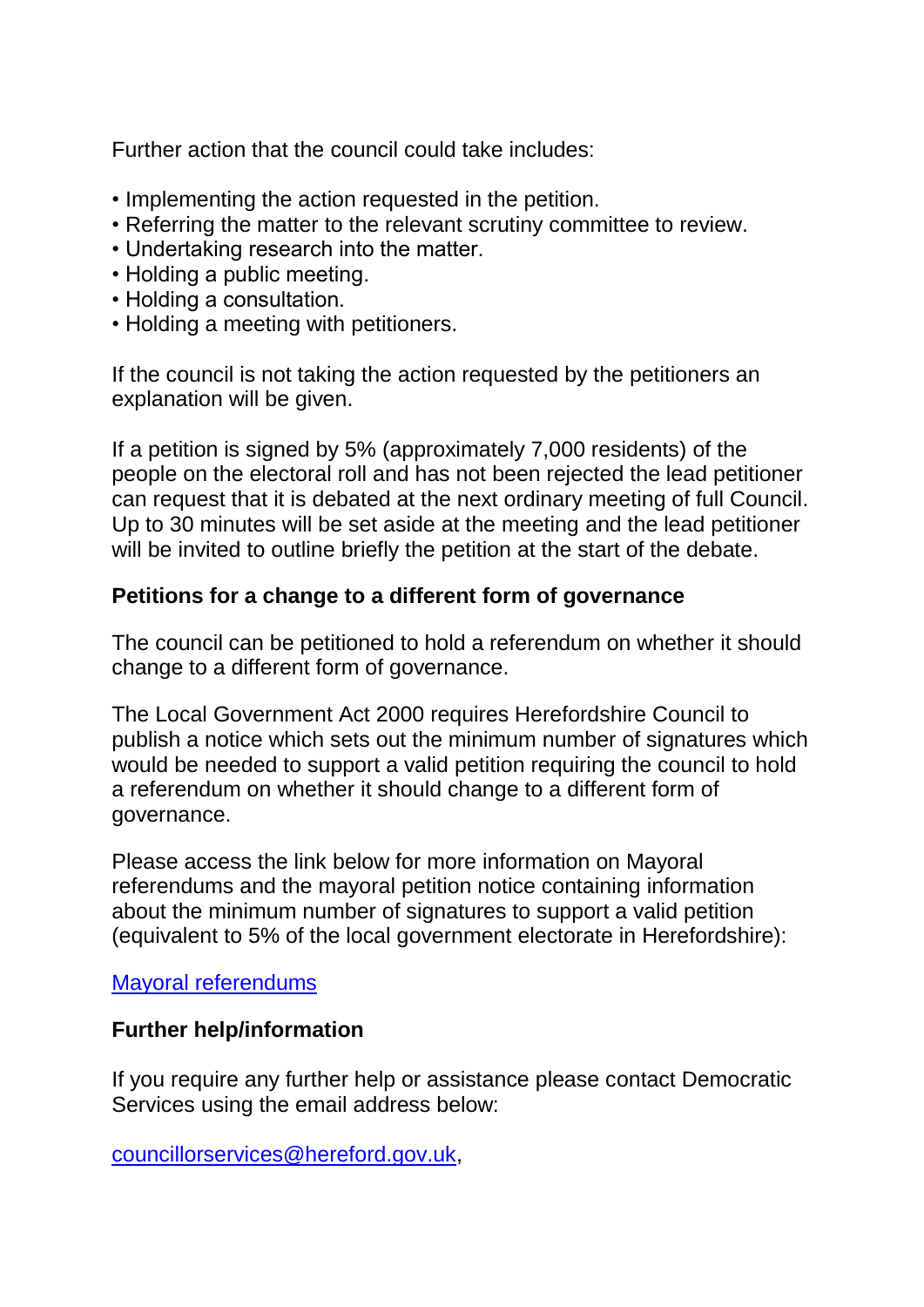Further action that the council could take includes:

- Implementing the action requested in the petition.
- Referring the matter to the relevant scrutiny committee to review.
- Undertaking research into the matter.
- Holding a public meeting.
- Holding a consultation.
- Holding a meeting with petitioners.

If the council is not taking the action requested by the petitioners an explanation will be given.

If a petition is signed by 5% (approximately 7,000 residents) of the people on the electoral roll and has not been rejected the lead petitioner can request that it is debated at the next ordinary meeting of full Council. Up to 30 minutes will be set aside at the meeting and the lead petitioner will be invited to outline briefly the petition at the start of the debate.

**Petitions for a change to a different form of governance**

The council can be petitioned to hold a referendum on whether it should change to a different form of governance.

The Local Government Act 2000 requires Herefordshire Council to publish a notice which sets out the minimum number of signatures which would be needed to support a valid petition requiring the council to hold a referendum on whether it should change to a different form of governance.

Please access the link below for more information on Mayoral referendums and the mayoral petition notice containing information about the minimum number of signatures to support a valid petition (equivalent to 5% of the local government electorate in Herefordshire):

Mayoral referendums

**Further help/information**

If you require any further help or assistance please contact Democratic Services using the email address below:

councillorservices@hereford.gov.uk,